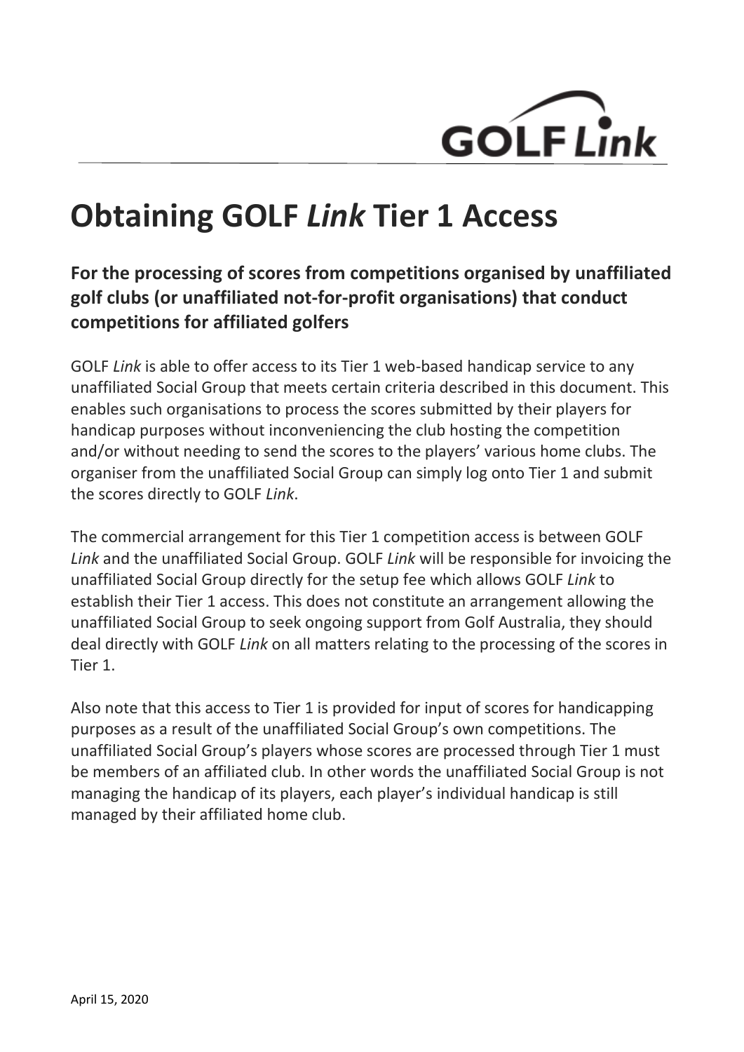# Obtaining GOLF *Link* Tier 1 Access

## For the processing of scores from competitions organised by unaffiliated golf clubs (or unaffiliated not-for-profit organisations) that conduct competitions for affiliated golfers

GOLF *Link* is able to offer access to its Tier 1 web-based handicap service to any unaffiliated Social Group that meets certain criteria described in this document. This enables such organisations to process the scores submitted by their players for handicap purposes without inconveniencing the club hosting the competition and/or without needing to send the scores to the players' various home clubs. The organiser from the unaffiliated Social Group can simply log onto Tier 1 and submit the scores directly to GOLF *Link*.

The commercial arrangement for this Tier 1 competition access is between GOLF *Link* and the unaffiliated Social Group. GOLF *Link* will be responsible for invoicing the unaffiliated Social Group directly for the setup fee which allows GOLF *Link* to establish their Tier 1 access. This does not constitute an arrangement allowing the unaffiliated Social Group to seek ongoing support from Golf Australia, they should deal directly with GOLF *Link* on all matters relating to the processing of the scores in Tier 1.

Also note that this access to Tier 1 is provided for input of scores for handicapping purposes as a result of the unaffiliated Social Group's own competitions. The unaffiliated Social Group's players whose scores are processed through Tier 1 must be members of an affiliated club. In other words the unaffiliated Social Group is not managing the handicap of its players, each player's individual handicap is still managed by their affiliated home club.

April 15, 2020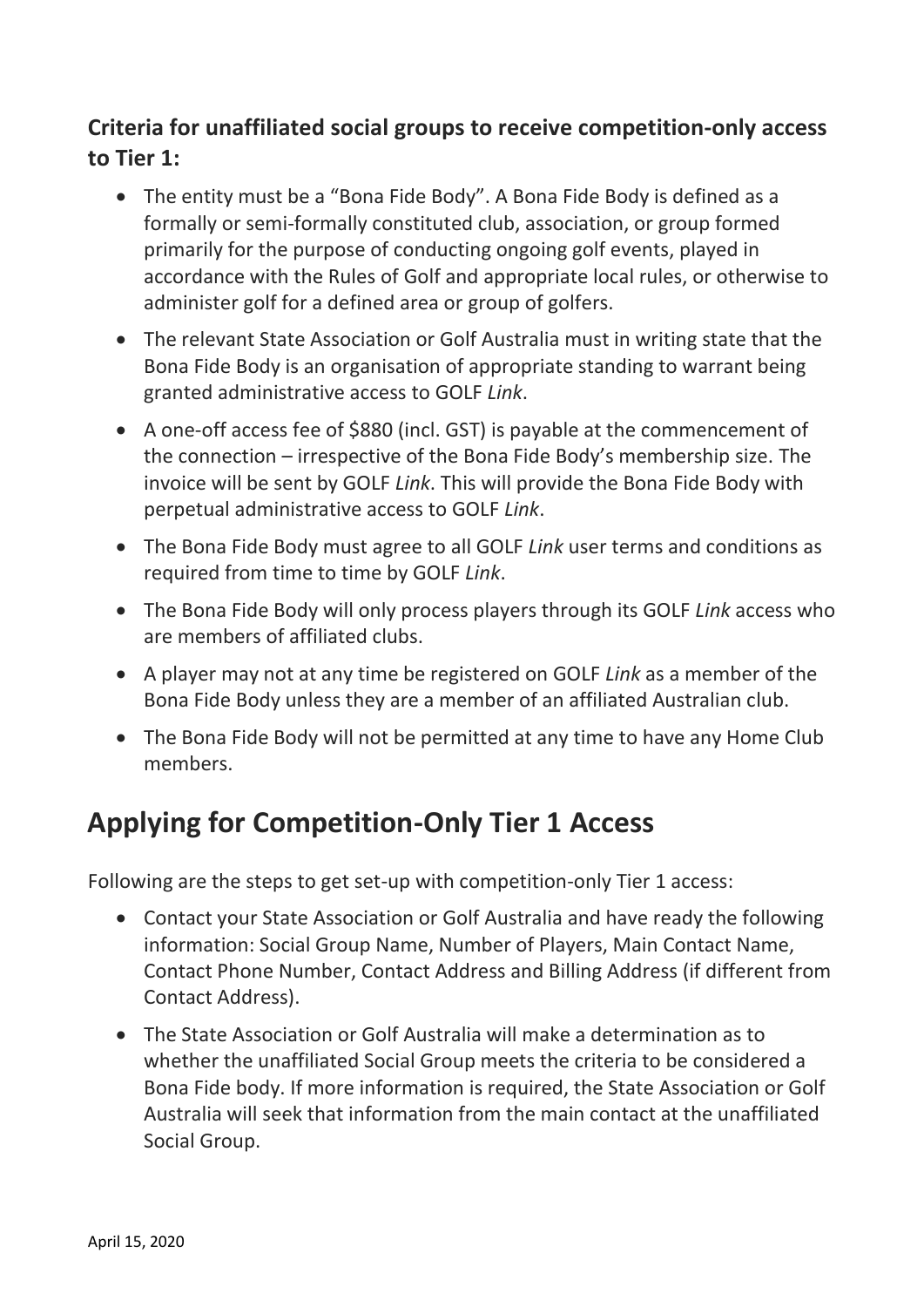### Criteria for unaffiliated social groups to receive competition-only access to Tier 1:

- The entity must be a "Bona Fide Body". A Bona Fide Body is defined as a formally or semi-formally constituted club, association, or group formed primarily for the purpose of conducting ongoing golf events, played in accordance with the Rules of Golf and appropriate local rules, or otherwise to administer golf for a defined area or group of golfers.
- The relevant State Association or Golf Australia must in writing state that the Bona Fide Body is an organisation of appropriate standing to warrant being granted administrative access to GOLF *Link*.
- A one-off access fee of $880 (incl. GST) is payable at the commencement of the connection – irrespective of the Bona Fide Body's membership size. The invoice will be sent by GOLF *Link*. This will provide the Bona Fide Body with perpetual administrative access to GOLF *Link*.
- The Bona Fide Body must agree to all GOLF *Link* user terms and conditions as required from time to time by GOLF *Link*.
- The Bona Fide Body will only process players through its GOLF *Link* access who are members of affiliated clubs.
- A player may not at any time be registered on GOLF *Link* as a member of the Bona Fide Body unless they are a member of an affiliated Australian club.
- The Bona Fide Body will not be permitted at any time to have any Home Club members.

## Applying for Competition-Only Tier 1 Access

Following are the steps to get set-up with competition-only Tier 1 access:

- Contact your State Association or Golf Australia and have ready the following information: Social Group Name, Number of Players, Main Contact Name, Contact Phone Number, Contact Address and Billing Address (if different from Contact Address).
- The State Association or Golf Australia will make a determination as to whether the unaffiliated Social Group meets the criteria to be considered a Bona Fide body. If more information is required, the State Association or Golf Australia will seek that information from the main contact at the unaffiliated Social Group.

April 15, 2020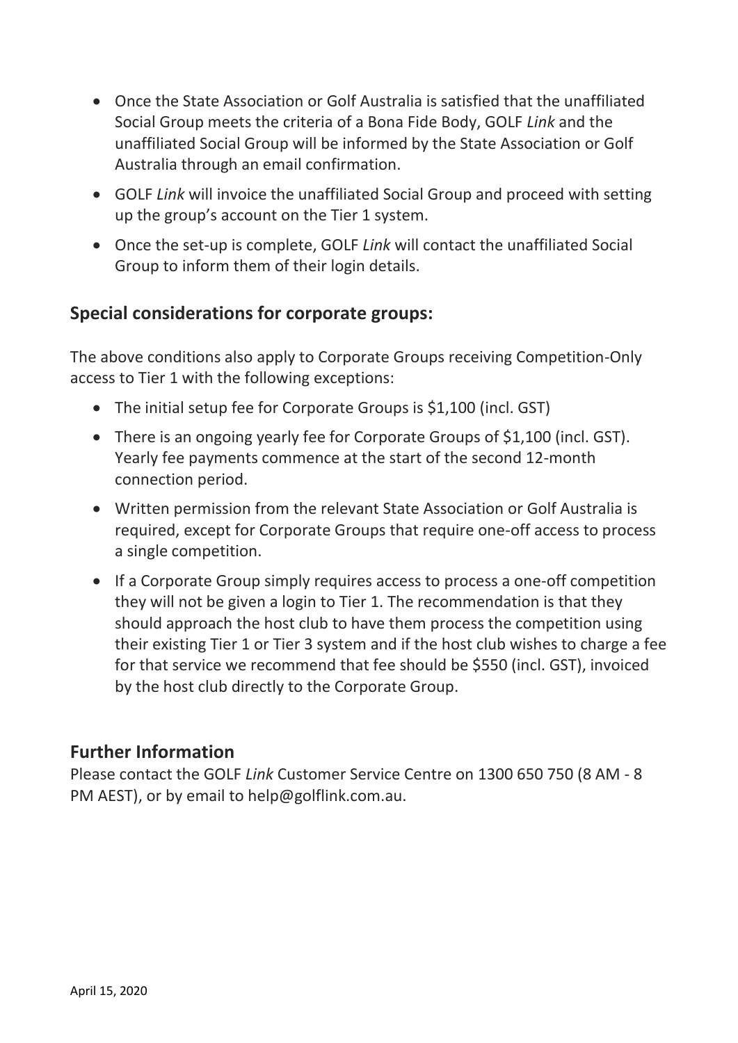- Once the State Association or Golf Australia is satisfied that the unaffiliated Social Group meets the criteria of a Bona Fide Body, GOLF *Link* and the unaffiliated Social Group will be informed by the State Association or Golf Australia through an email confirmation.
- GOLF *Link* will invoice the unaffiliated Social Group and proceed with setting up the group's account on the Tier 1 system.
- Once the set-up is complete, GOLF *Link* will contact the unaffiliated Social Group to inform them of their login details.

## Special considerations for corporate groups:

The above conditions also apply to Corporate Groups receiving Competition-Only access to Tier 1 with the following exceptions:

- The initial setup fee for Corporate Groups is $1,100 (incl. GST)
- There is an ongoing yearly fee for Corporate Groups of $1,100 (incl. GST). Yearly fee payments commence at the start of the second 12-month connection period.
- Written permission from the relevant State Association or Golf Australia is required, except for Corporate Groups that require one-off access to process a single competition.
- If a Corporate Group simply requires access to process a one-off competition they will not be given a login to Tier 1. The recommendation is that they should approach the host club to have them process the competition using their existing Tier 1 or Tier 3 system and if the host club wishes to charge a fee for that service we recommend that fee should be $550 (incl. GST), invoiced by the host club directly to the Corporate Group.

## Further Information

Please contact the GOLF *Link* Customer Service Centre on 1300 650 750 (8 AM - 8 PM AEST), or by email to help@golflink.com.au.

April 15, 2020